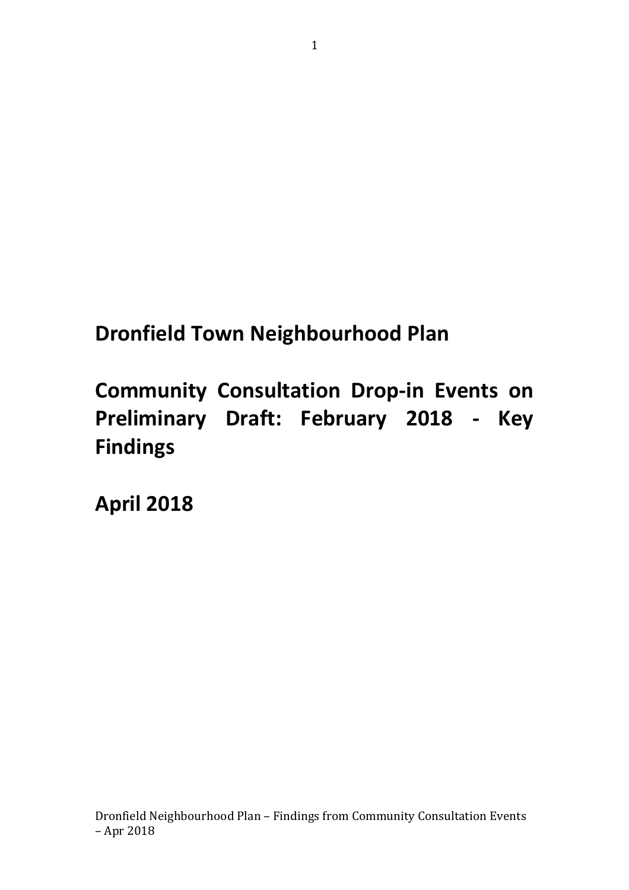# Dronfield Town Neighbourhood Plan

# Community Consultation Drop-in Events on Preliminary Draft: February 2018 - Key Findings

# April 2018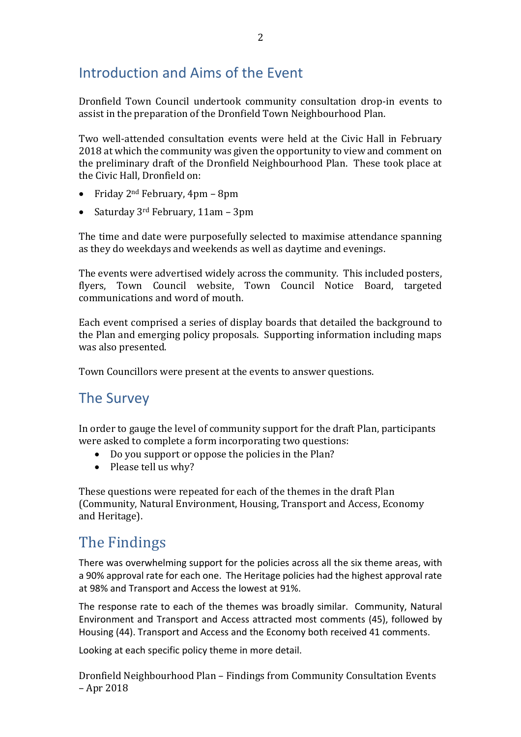## Introduction and Aims of the Event

Dronfield Town Council undertook community consultation drop-in events to assist in the preparation of the Dronfield Town Neighbourhood Plan.

Two well-attended consultation events were held at the Civic Hall in February 2018 at which the community was given the opportunity to view and comment on the preliminary draft of the Dronfield Neighbourhood Plan. These took place at the Civic Hall, Dronfield on:

- Friday 2nd February, 4pm – 8pm
- Saturday 3rd February, 11am – 3pm

The time and date were purposefully selected to maximise attendance spanning as they do weekdays and weekends as well as daytime and evenings.

The events were advertised widely across the community. This included posters, flyers, Town Council website, Town Council Notice Board, targeted communications and word of mouth.

Each event comprised a series of display boards that detailed the background to the Plan and emerging policy proposals. Supporting information including maps was also presented.

Town Councillors were present at the events to answer questions.

## The Survey

In order to gauge the level of community support for the draft Plan, participants were asked to complete a form incorporating two questions:

- Do you support or oppose the policies in the Plan?
- Please tell us why?

These questions were repeated for each of the themes in the draft Plan (Community, Natural Environment, Housing, Transport and Access, Economy and Heritage).

## The Findings

There was overwhelming support for the policies across all the six theme areas, with a 90% approval rate for each one. The Heritage policies had the highest approval rate at 98% and Transport and Access the lowest at 91%.

The response rate to each of the themes was broadly similar. Community, Natural Environment and Transport and Access attracted most comments (45), followed by Housing (44). Transport and Access and the Economy both received 41 comments.

Looking at each specific policy theme in more detail.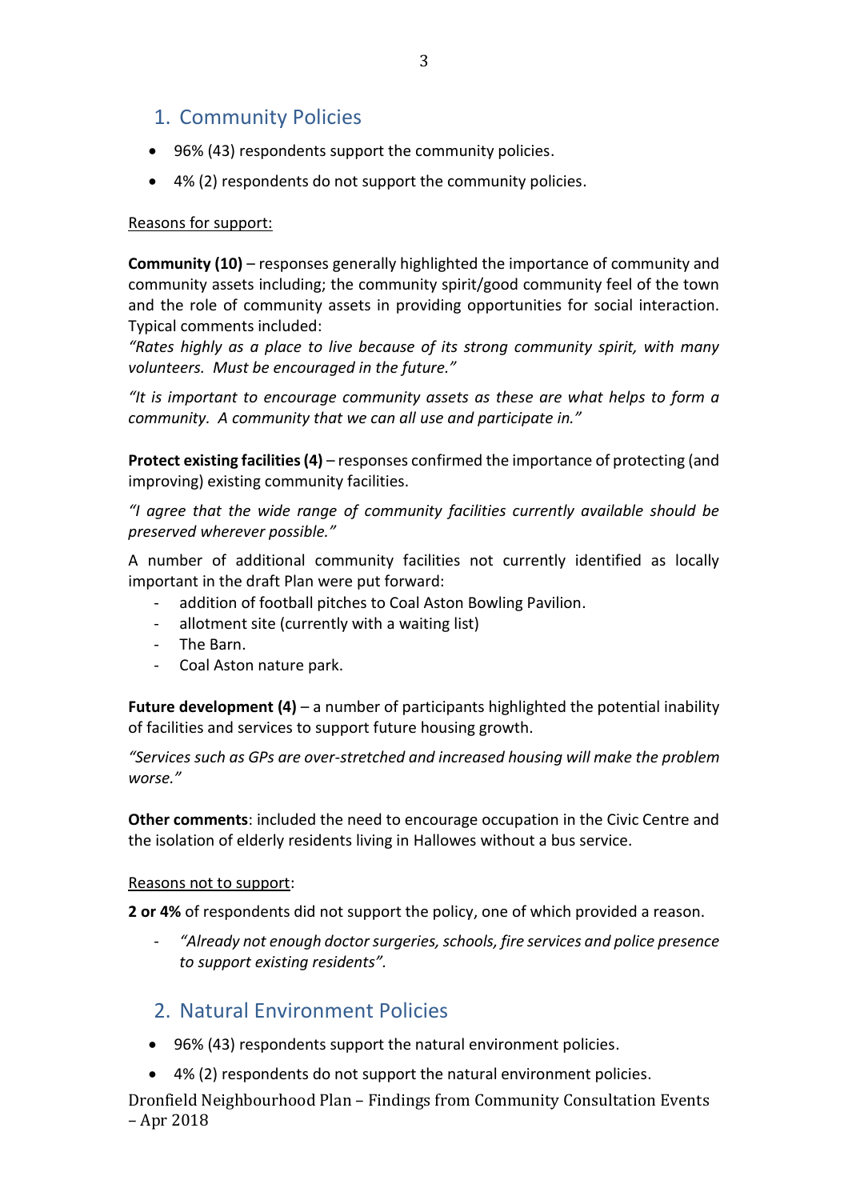## 1. Community Policies

- 96% (43) respondents support the community policies.
- 4% (2) respondents do not support the community policies.

Reasons for support:

**Community (10)** – responses generally highlighted the importance of community and community assets including; the community spirit/good community feel of the town and the role of community assets in providing opportunities for social interaction. Typical comments included:

*"Rates highly as a place to live because of its strong community spirit, with many volunteers. Must be encouraged in the future."*

*"It is important to encourage community assets as these are what helps to form a community. A community that we can all use and participate in."*

**Protect existing facilities (4)** – responses confirmed the importance of protecting (and improving) existing community facilities.

*"I agree that the wide range of community facilities currently available should be preserved wherever possible."*

A number of additional community facilities not currently identified as locally important in the draft Plan were put forward:

- addition of football pitches to Coal Aston Bowling Pavilion.
- allotment site (currently with a waiting list)
- The Barn.
- Coal Aston nature park.

**Future development (4)** – a number of participants highlighted the potential inability of facilities and services to support future housing growth.

*"Services such as GPs are over-stretched and increased housing will make the problem worse."*

**Other comments**: included the need to encourage occupation in the Civic Centre and the isolation of elderly residents living in Hallowes without a bus service.

Reasons not to support:

**2 or 4%** of respondents did not support the policy, one of which provided a reason.

- *"Already not enough doctor surgeries, schools, fire services and police presence to support existing residents".*

## 2. Natural Environment Policies

- 96% (43) respondents support the natural environment policies.
- 4% (2) respondents do not support the natural environment policies.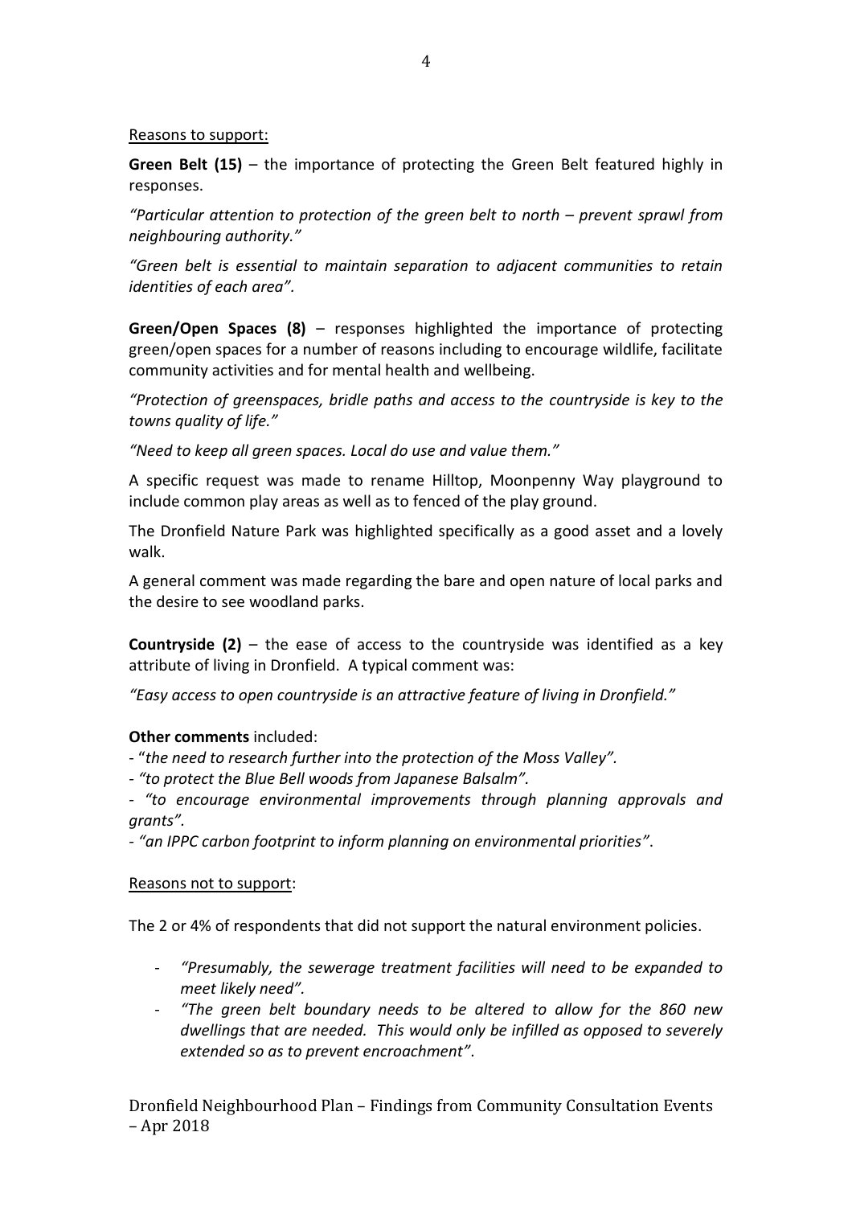Reasons to support:

**Green Belt (15)** – the importance of protecting the Green Belt featured highly in responses.

*"Particular attention to protection of the green belt to north – prevent sprawl from neighbouring authority."*

*"Green belt is essential to maintain separation to adjacent communities to retain identities of each area".*

**Green/Open Spaces (8)** – responses highlighted the importance of protecting green/open spaces for a number of reasons including to encourage wildlife, facilitate community activities and for mental health and wellbeing.

*"Protection of greenspaces, bridle paths and access to the countryside is key to the towns quality of life."*

*"Need to keep all green spaces. Local do use and value them."*

A specific request was made to rename Hilltop, Moonpenny Way playground to include common play areas as well as to fenced of the play ground.

The Dronfield Nature Park was highlighted specifically as a good asset and a lovely walk.

A general comment was made regarding the bare and open nature of local parks and the desire to see woodland parks.

**Countryside (2)** – the ease of access to the countryside was identified as a key attribute of living in Dronfield. A typical comment was:

*"Easy access to open countryside is an attractive feature of living in Dronfield."*

**Other comments** included:

- "*the need to research further into the protection of the Moss Valley".*
- *"to protect the Blue Bell woods from Japanese Balsalm".*
- *"to encourage environmental improvements through planning approvals and grants".*
- *"an IPPC carbon footprint to inform planning on environmental priorities"*.

Reasons not to support:

The 2 or 4% of respondents that did not support the natural environment policies.

- *"Presumably, the sewerage treatment facilities will need to be expanded to meet likely need".*
- *"The green belt boundary needs to be altered to allow for the 860 new dwellings that are needed. This would only be infilled as opposed to severely extended so as to prevent encroachment"*.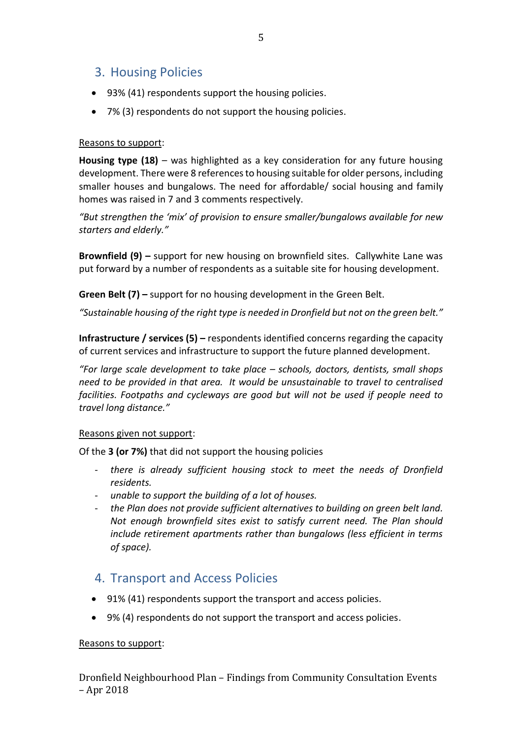## 3. Housing Policies

- 93% (41) respondents support the housing policies.
- 7% (3) respondents do not support the housing policies.

<u>Reasons to support</u>:

**Housing type (18)** – was highlighted as a key consideration for any future housing development. There were 8 references to housing suitable for older persons, including smaller houses and bungalows. The need for affordable/ social housing and family homes was raised in 7 and 3 comments respectively.

*"But strengthen the 'mix' of provision to ensure smaller/bungalows available for new starters and elderly."*

**Brownfield (9) –** support for new housing on brownfield sites. Callywhite Lane was put forward by a number of respondents as a suitable site for housing development.

**Green Belt (7) –** support for no housing development in the Green Belt.

*"Sustainable housing of the right type is needed in Dronfield but not on the green belt."*

**Infrastructure / services (5) –** respondents identified concerns regarding the capacity of current services and infrastructure to support the future planned development.

*"For large scale development to take place – schools, doctors, dentists, small shops need to be provided in that area. It would be unsustainable to travel to centralised facilities. Footpaths and cycleways are good but will not be used if people need to travel long distance."*

<u>Reasons given not support</u>:

Of the **3 (or 7%)** that did not support the housing policies

- *there is already sufficient housing stock to meet the needs of Dronfield residents.*
- *unable to support the building of a lot of houses.*
- *the Plan does not provide sufficient alternatives to building on green belt land. Not enough brownfield sites exist to satisfy current need. The Plan should include retirement apartments rather than bungalows (less efficient in terms of space).*

## 4. Transport and Access Policies

- 91% (41) respondents support the transport and access policies.
- 9% (4) respondents do not support the transport and access policies.

<u>Reasons to support</u>: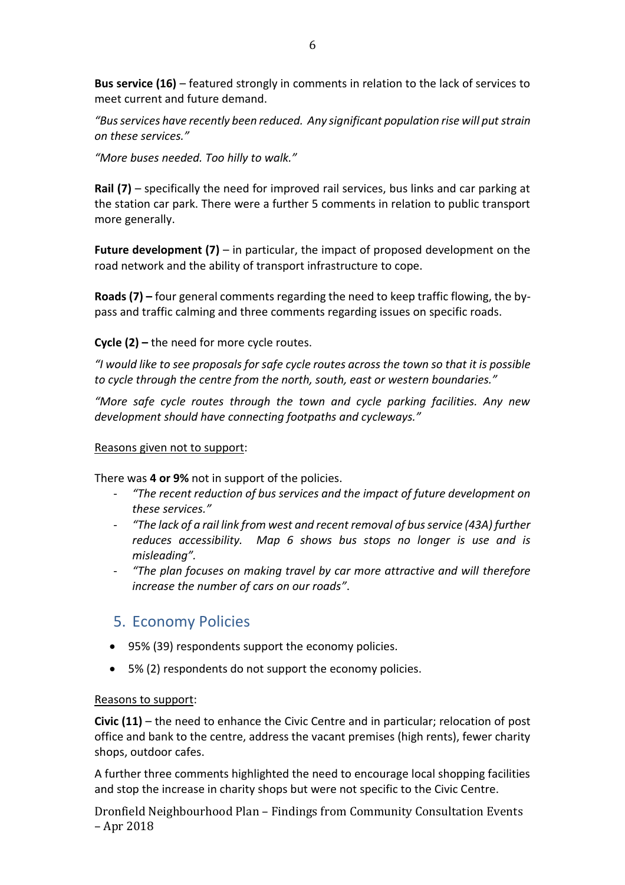**Bus service (16)** – featured strongly in comments in relation to the lack of services to meet current and future demand.

*"Bus services have recently been reduced. Any significant population rise will put strain on these services."*

*"More buses needed. Too hilly to walk."*

**Rail (7)** – specifically the need for improved rail services, bus links and car parking at the station car park. There were a further 5 comments in relation to public transport more generally.

**Future development (7)** – in particular, the impact of proposed development on the road network and the ability of transport infrastructure to cope.

**Roads (7) –** four general comments regarding the need to keep traffic flowing, the by-pass and traffic calming and three comments regarding issues on specific roads.

**Cycle (2) –** the need for more cycle routes.

*"I would like to see proposals for safe cycle routes across the town so that it is possible to cycle through the centre from the north, south, east or western boundaries."*

*"More safe cycle routes through the town and cycle parking facilities. Any new development should have connecting footpaths and cycleways."*

Reasons given not to support:

There was **4 or 9%** not in support of the policies.

- *"The recent reduction of bus services and the impact of future development on these services."*
- *"The lack of a rail link from west and recent removal of bus service (43A) further reduces accessibility. Map 6 shows bus stops no longer is use and is misleading".*
- *"The plan focuses on making travel by car more attractive and will therefore increase the number of cars on our roads".*

## 5. Economy Policies

- 95% (39) respondents support the economy policies.
- 5% (2) respondents do not support the economy policies.

Reasons to support:

**Civic (11)** – the need to enhance the Civic Centre and in particular; relocation of post office and bank to the centre, address the vacant premises (high rents), fewer charity shops, outdoor cafes.

A further three comments highlighted the need to encourage local shopping facilities and stop the increase in charity shops but were not specific to the Civic Centre.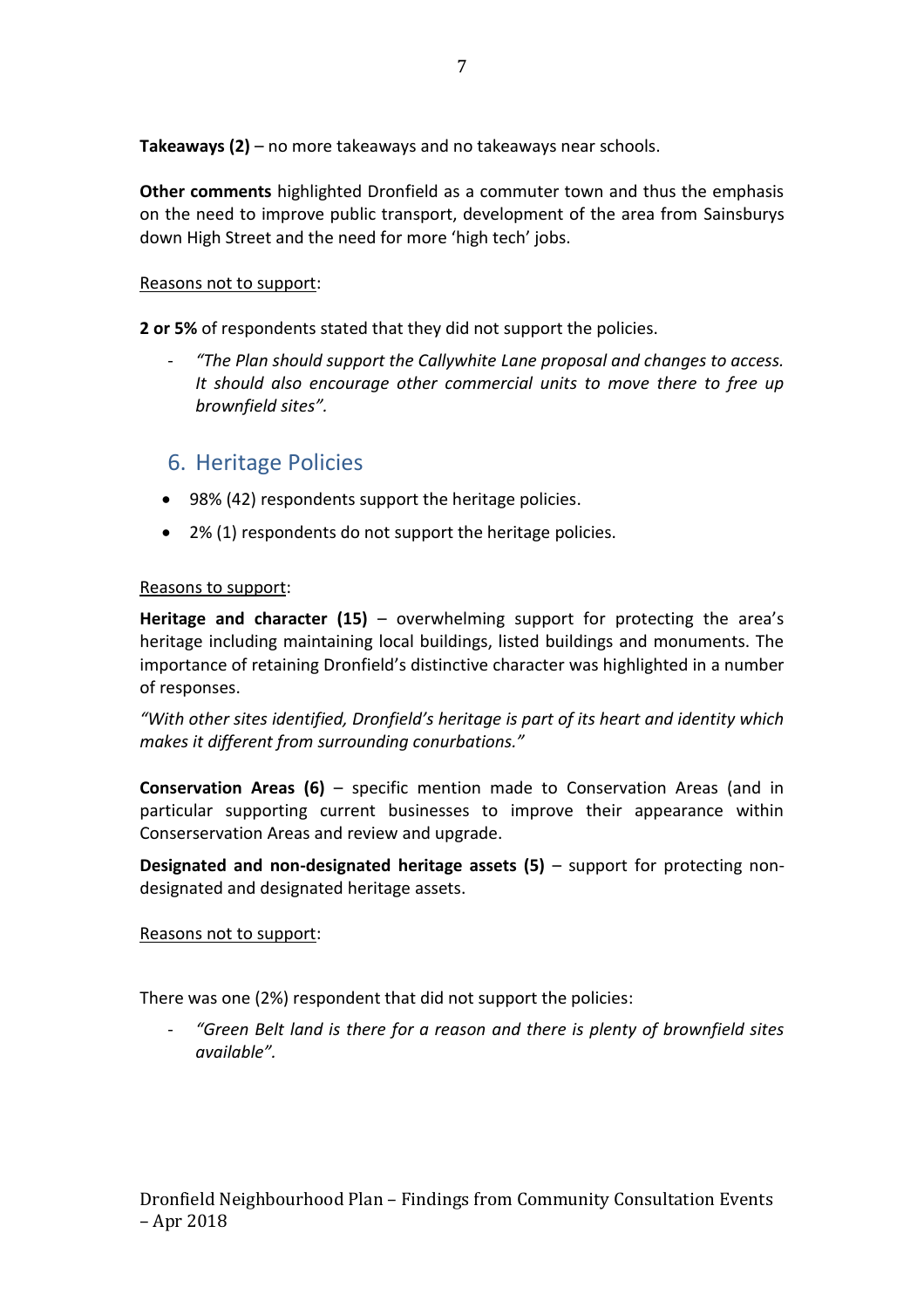**Takeaways (2)** – no more takeaways and no takeaways near schools.

**Other comments** highlighted Dronfield as a commuter town and thus the emphasis on the need to improve public transport, development of the area from Sainsburys down High Street and the need for more 'high tech' jobs.

Reasons not to support:

**2 or 5%** of respondents stated that they did not support the policies.

- *"The Plan should support the Callywhite Lane proposal and changes to access. It should also encourage other commercial units to move there to free up brownfield sites".*

## 6. Heritage Policies

- 98% (42) respondents support the heritage policies.
- 2% (1) respondents do not support the heritage policies.

Reasons to support:

**Heritage and character (15)** – overwhelming support for protecting the area's heritage including maintaining local buildings, listed buildings and monuments. The importance of retaining Dronfield's distinctive character was highlighted in a number of responses.

*"With other sites identified, Dronfield's heritage is part of its heart and identity which makes it different from surrounding conurbations."*

**Conservation Areas (6)** – specific mention made to Conservation Areas (and in particular supporting current businesses to improve their appearance within Conserservation Areas and review and upgrade.

**Designated and non-designated heritage assets (5)** – support for protecting non-designated and designated heritage assets.

Reasons not to support:

There was one (2%) respondent that did not support the policies:

- *"Green Belt land is there for a reason and there is plenty of brownfield sites available".*